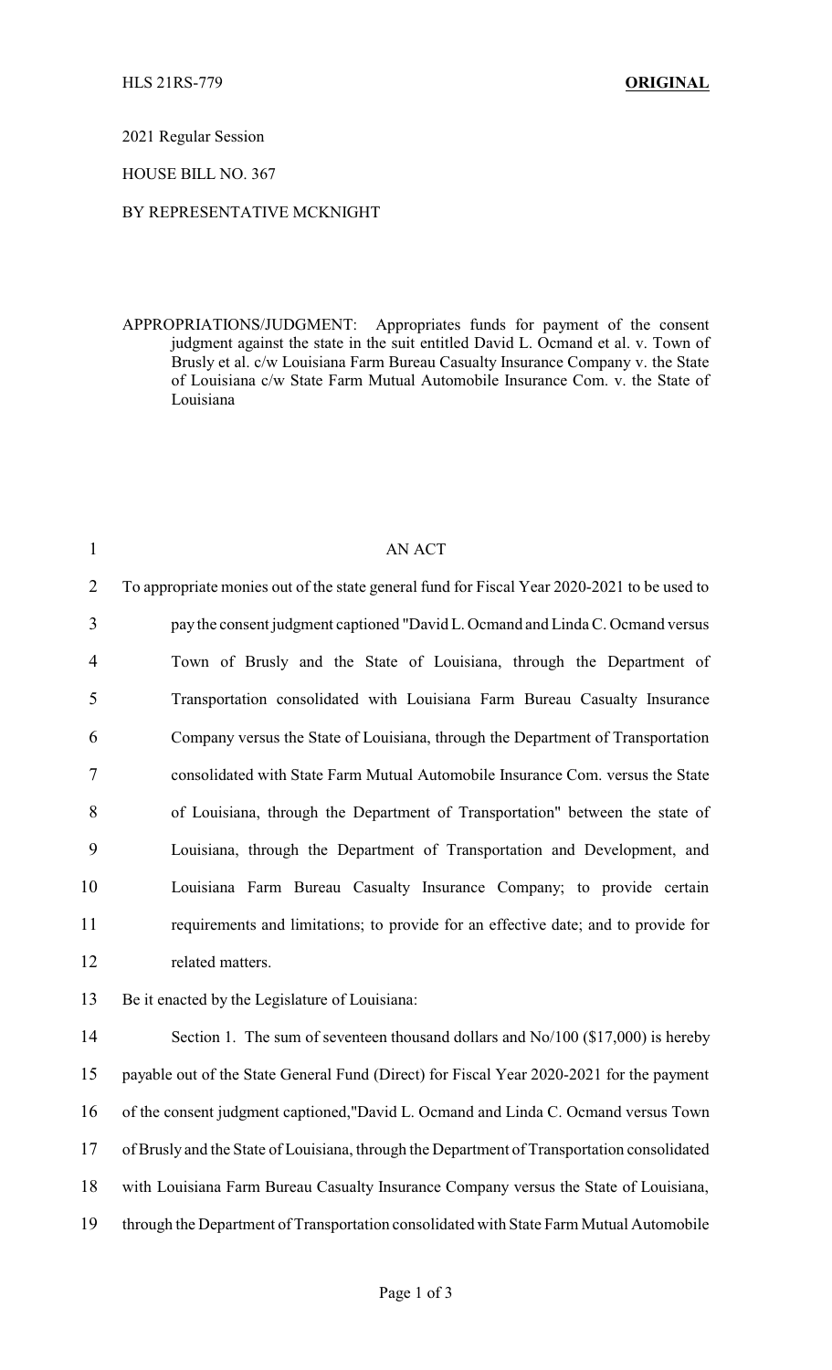HLS 21RS-779 **ORIGINAL**

2021 Regular Session

HOUSE BILL NO. 367

BY REPRESENTATIVE MCKNIGHT

APPROPRIATIONS/JUDGMENT: Appropriates funds for payment of the consent judgment against the state in the suit entitled David L. Ocmand et al. v. Town of Brusly et al. c/w Louisiana Farm Bureau Casualty Insurance Company v. the State of Louisiana c/w State Farm Mutual Automobile Insurance Com. v. the State of Louisiana

AN ACT

To appropriate monies out of the state general fund for Fiscal Year 2020-2021 to be used to pay the consent judgment captioned "David L. Ocmand and Linda C. Ocmand versus Town of Brusly and the State of Louisiana, through the Department of Transportation consolidated with Louisiana Farm Bureau Casualty Insurance Company versus the State of Louisiana, through the Department of Transportation consolidated with State Farm Mutual Automobile Insurance Com. versus the State of Louisiana, through the Department of Transportation" between the state of Louisiana, through the Department of Transportation and Development, and Louisiana Farm Bureau Casualty Insurance Company; to provide certain requirements and limitations; to provide for an effective date; and to provide for related matters.

Be it enacted by the Legislature of Louisiana:

Section 1. The sum of seventeen thousand dollars and No/100 ($17,000) is hereby payable out of the State General Fund (Direct) for Fiscal Year 2020-2021 for the payment of the consent judgment captioned,"David L. Ocmand and Linda C. Ocmand versus Town of Brusly and the State of Louisiana, through the Department of Transportation consolidated with Louisiana Farm Bureau Casualty Insurance Company versus the State of Louisiana, through the Department of Transportation consolidated with State Farm Mutual Automobile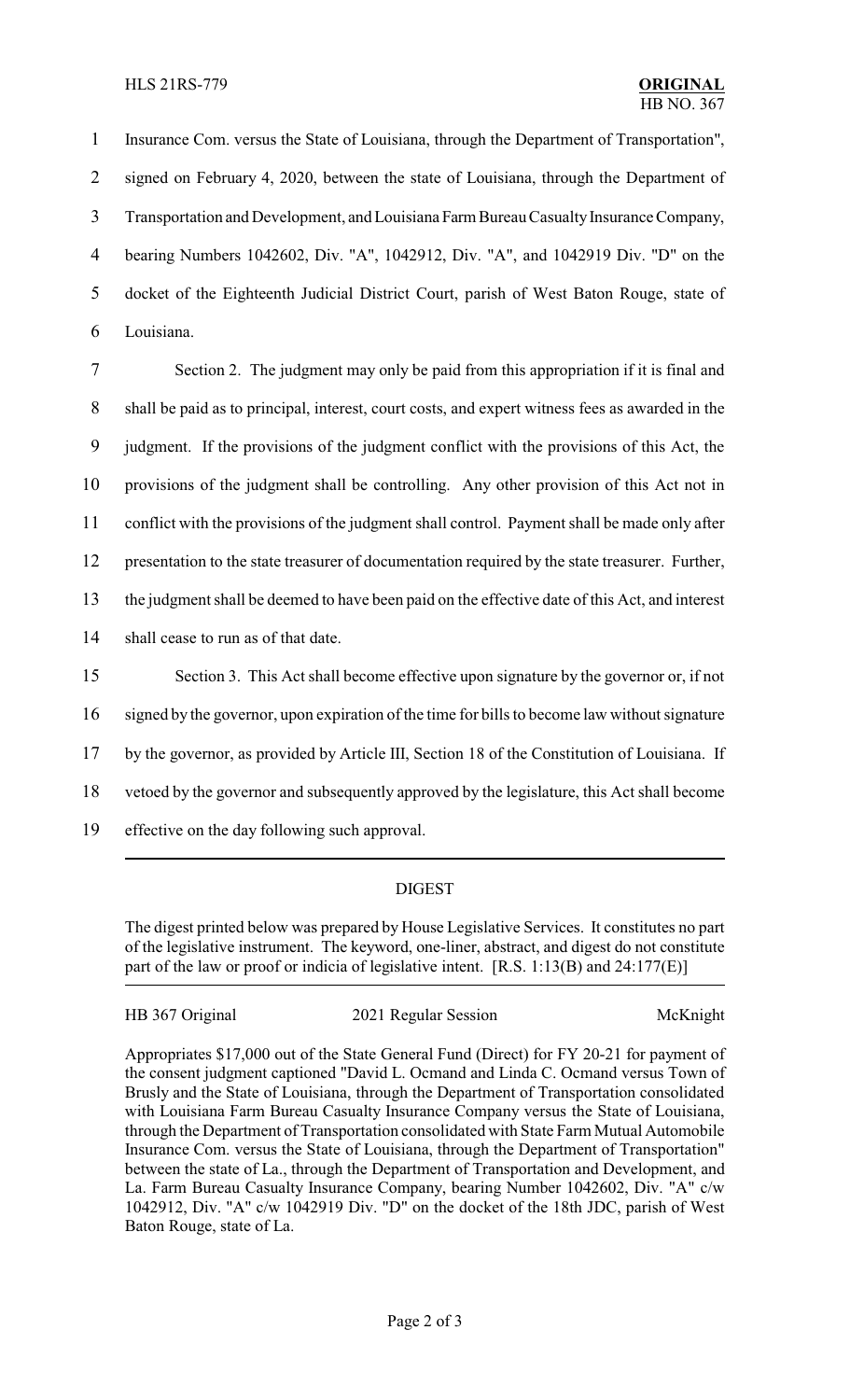Insurance Com. versus the State of Louisiana, through the Department of Transportation", signed on February 4, 2020, between the state of Louisiana, through the Department of Transportation and Development, and Louisiana Farm Bureau Casualty Insurance Company, bearing Numbers 1042602, Div. "A", 1042912, Div. "A", and 1042919 Div. "D" on the docket of the Eighteenth Judicial District Court, parish of West Baton Rouge, state of Louisiana.

Section 2. The judgment may only be paid from this appropriation if it is final and shall be paid as to principal, interest, court costs, and expert witness fees as awarded in the judgment. If the provisions of the judgment conflict with the provisions of this Act, the provisions of the judgment shall be controlling. Any other provision of this Act not in conflict with the provisions of the judgment shall control. Payment shall be made only after presentation to the state treasurer of documentation required by the state treasurer. Further, the judgment shall be deemed to have been paid on the effective date of this Act, and interest shall cease to run as of that date.

Section 3. This Act shall become effective upon signature by the governor or, if not signed by the governor, upon expiration of the time for bills to become law without signature by the governor, as provided by Article III, Section 18 of the Constitution of Louisiana. If vetoed by the governor and subsequently approved by the legislature, this Act shall become effective on the day following such approval.

## DIGEST

The digest printed below was prepared by House Legislative Services. It constitutes no part of the legislative instrument. The keyword, one-liner, abstract, and digest do not constitute part of the law or proof or indicia of legislative intent. [R.S. 1:13(B) and 24:177(E)]

HB 367 Original | 2021 Regular Session | McKnight

Appropriates $17,000 out of the State General Fund (Direct) for FY 20-21 for payment of the consent judgment captioned "David L. Ocmand and Linda C. Ocmand versus Town of Brusly and the State of Louisiana, through the Department of Transportation consolidated with Louisiana Farm Bureau Casualty Insurance Company versus the State of Louisiana, through the Department of Transportation consolidated with State Farm Mutual Automobile Insurance Com. versus the State of Louisiana, through the Department of Transportation" between the state of La., through the Department of Transportation and Development, and La. Farm Bureau Casualty Insurance Company, bearing Number 1042602, Div. "A" c/w 1042912, Div. "A" c/w 1042919 Div. "D" on the docket of the 18th JDC, parish of West Baton Rouge, state of La.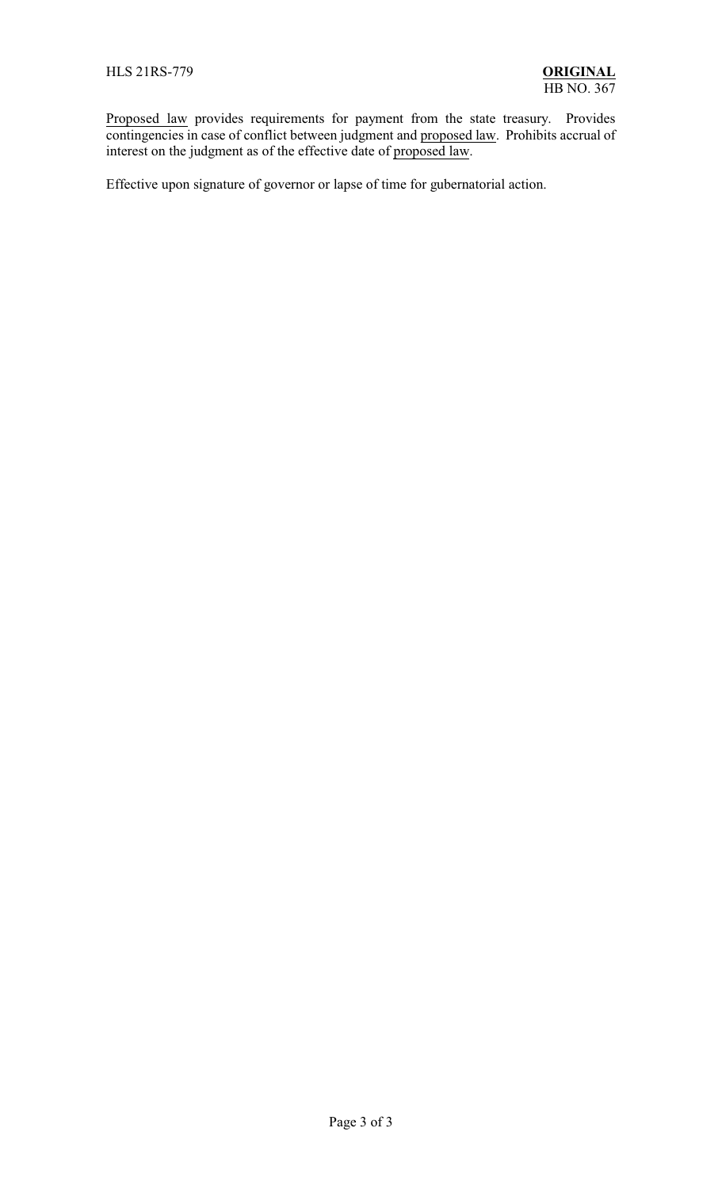<u>Proposed law</u> provides requirements for payment from the state treasury. Provides contingencies in case of conflict between judgment and <u>proposed law</u>. Prohibits accrual of interest on the judgment as of the effective date of <u>proposed law</u>.

Effective upon signature of governor or lapse of time for gubernatorial action.